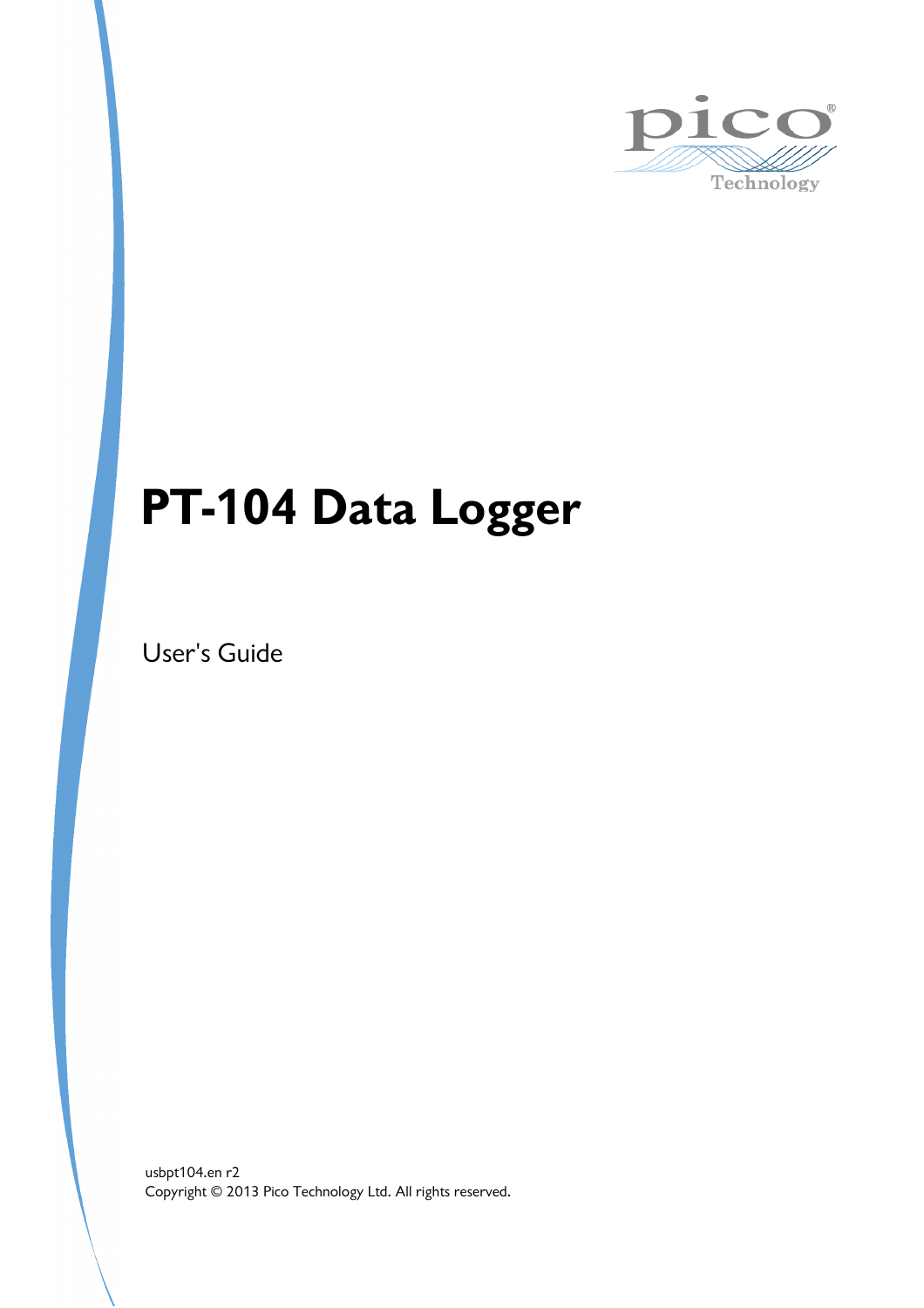# PT-104 Data Logger

User's Guide

usbpt104.en r2
Copyright © 2013 Pico Technology Ltd. All rights reserved.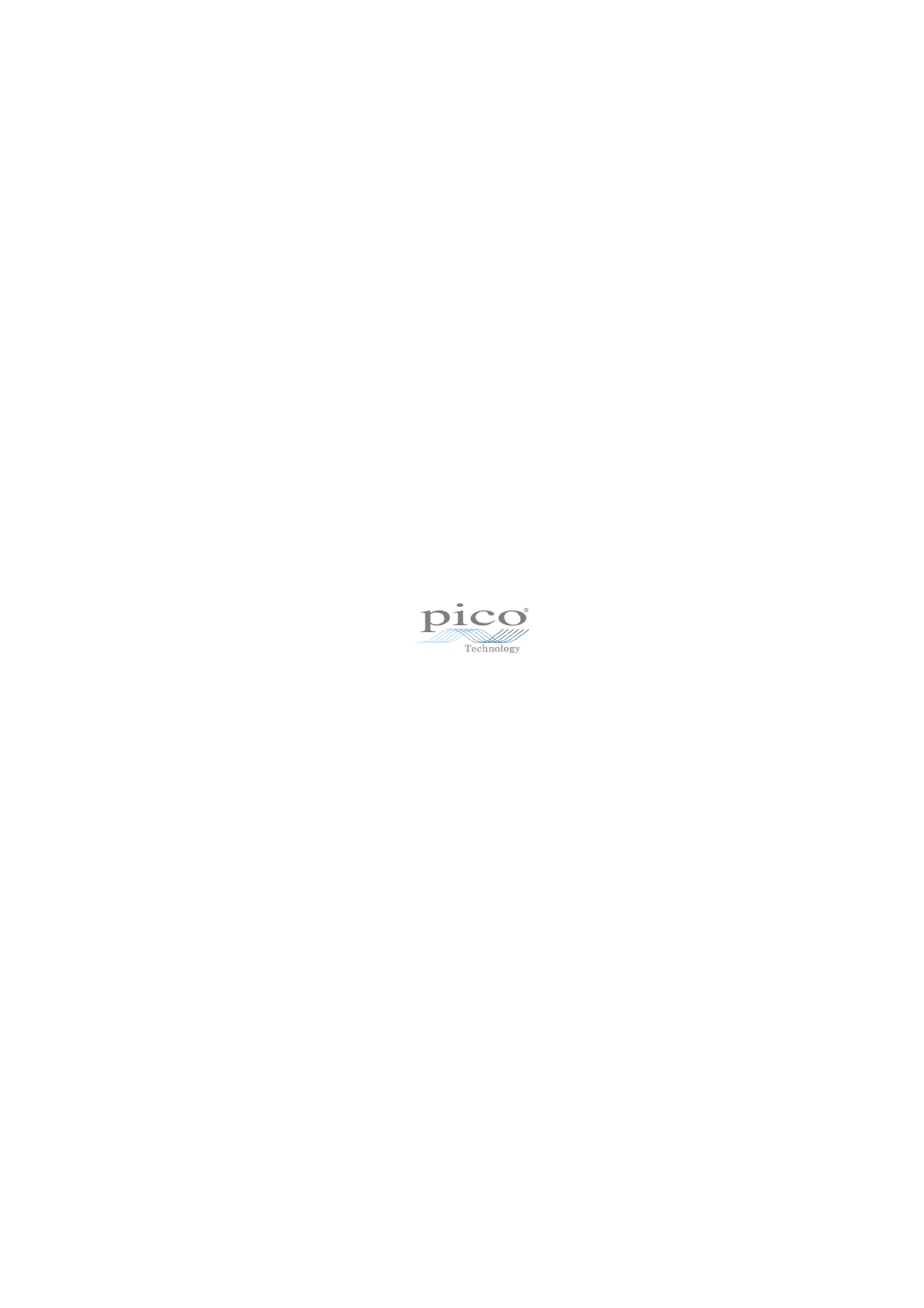pico

Technology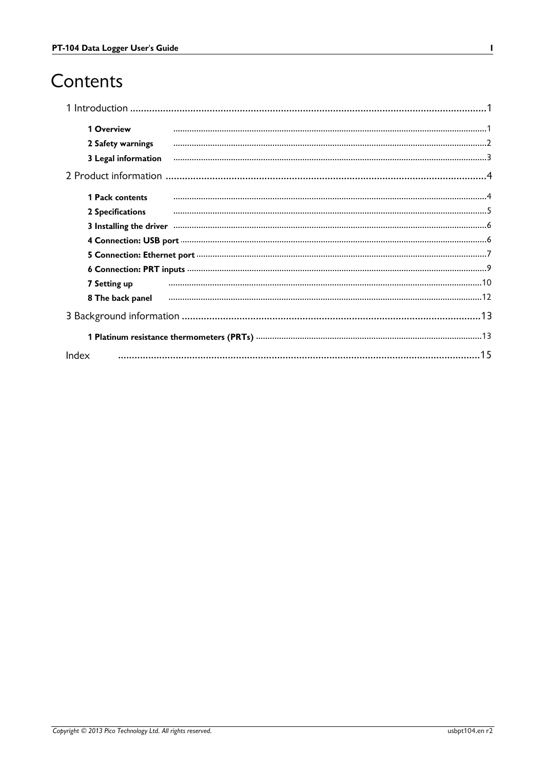# Contents

1 Introduction .......................................................................................................................................1

- 1 Overview .......................................................................................................................................1
- 2 Safety warnings .......................................................................................................................................2
- 3 Legal information .......................................................................................................................................3

2 Product information .......................................................................................................................................4

- 1 Pack contents .......................................................................................................................................4
- 2 Specifications .......................................................................................................................................5
- 3 Installing the driver .......................................................................................................................................6
- 4 Connection: USB port .......................................................................................................................................6
- 5 Connection: Ethernet port .......................................................................................................................................7
- 6 Connection: PRT inputs .......................................................................................................................................9
- 7 Setting up .......................................................................................................................................10
- 8 The back panel .......................................................................................................................................12

3 Background information .......................................................................................................................................13

- 1 Platinum resistance thermometers (PRTs) .......................................................................................................................................13

Index .......................................................................................................................................15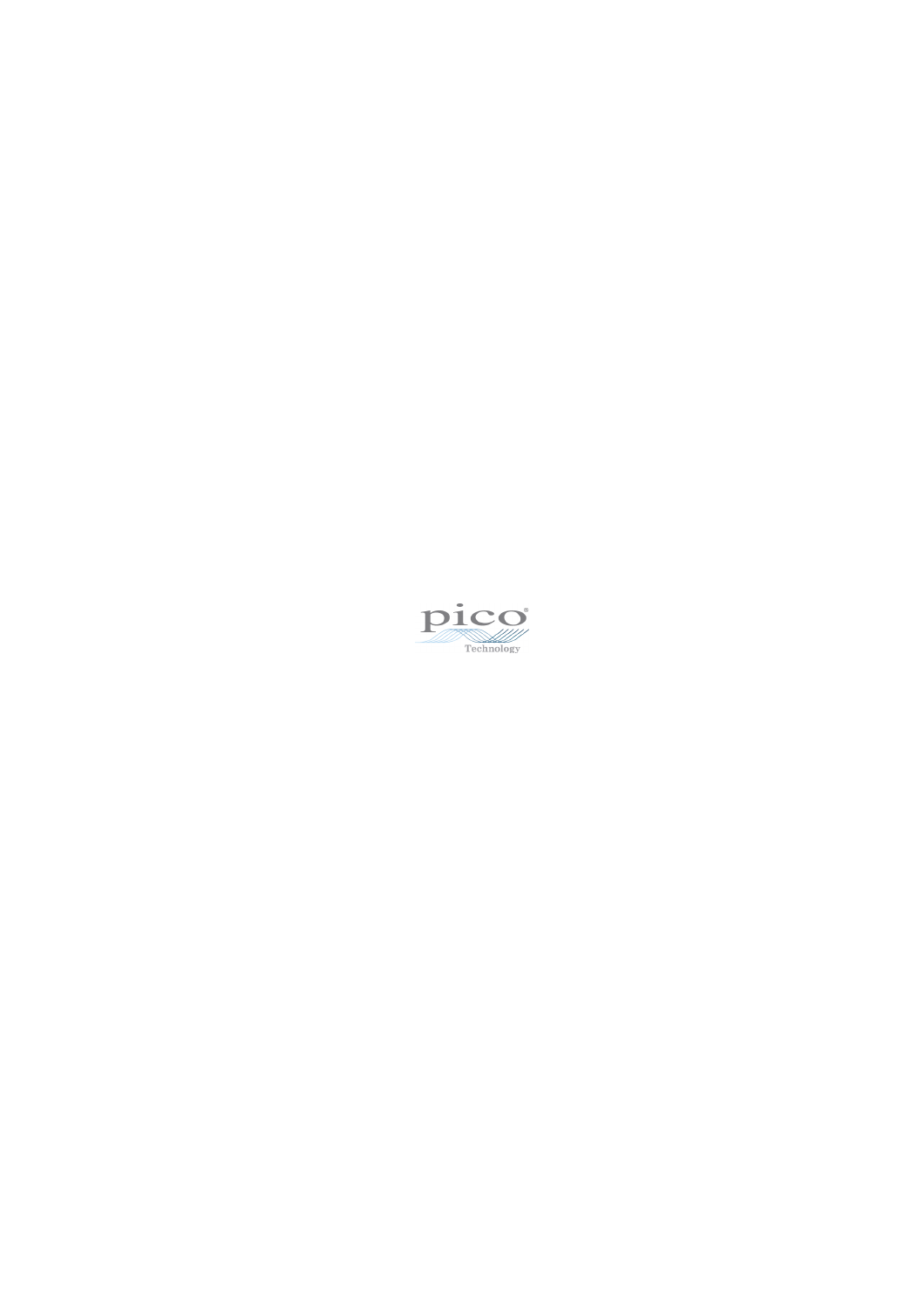pico

Technology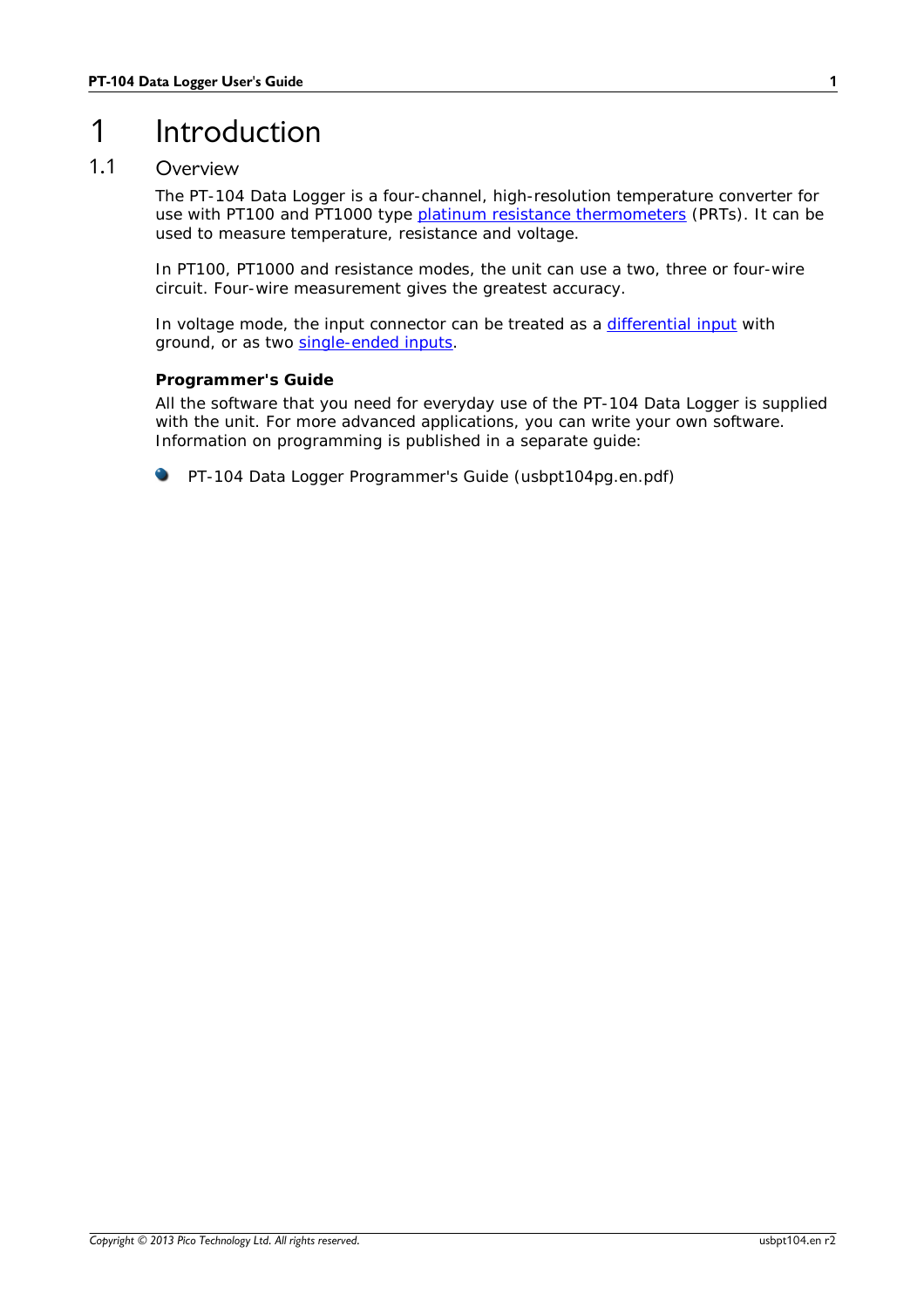# 1 Introduction

## 1.1 Overview

The PT-104 Data Logger is a four-channel, high-resolution temperature converter for use with PT100 and PT1000 type platinum resistance thermometers (PRTs). It can be used to measure temperature, resistance and voltage.

In PT100, PT1000 and resistance modes, the unit can use a two, three or four-wire circuit. Four-wire measurement gives the greatest accuracy.

In voltage mode, the input connector can be treated as a differential input with ground, or as two single-ended inputs.

**Programmer's Guide**

All the software that you need for everyday use of the PT-104 Data Logger is supplied with the unit. For more advanced applications, you can write your own software. Information on programming is published in a separate guide:

- PT-104 Data Logger Programmer's Guide (usbpt104pg.en.pdf)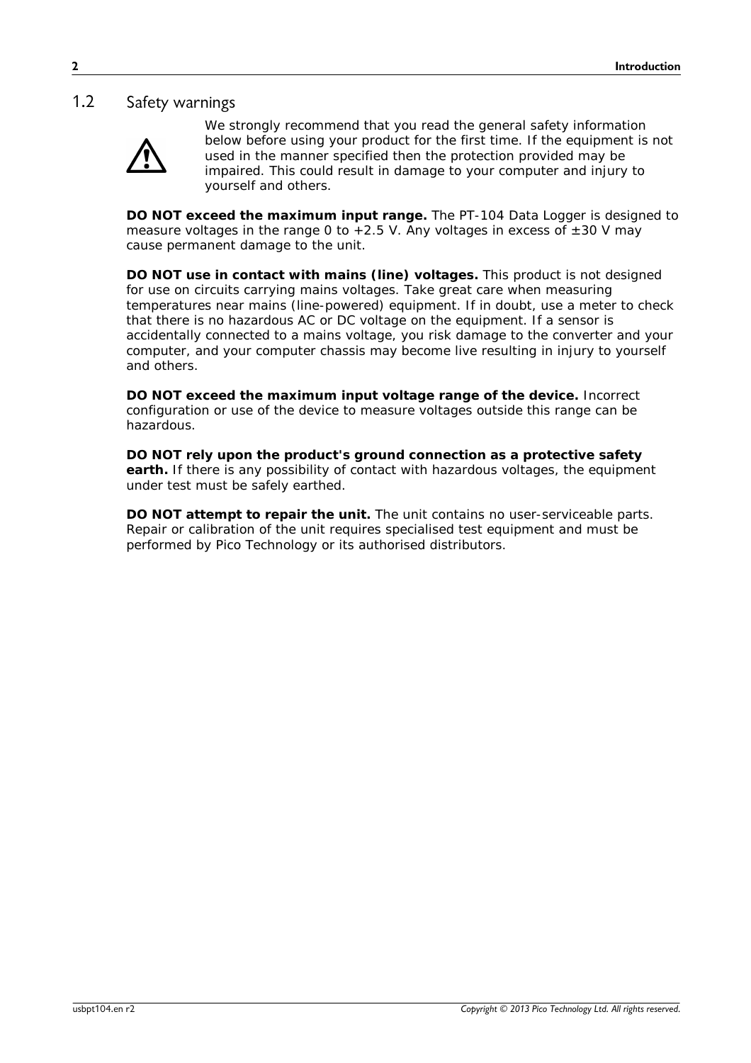## 1.2 Safety warnings

We strongly recommend that you read the general safety information below before using your product for the first time. If the equipment is not used in the manner specified then the protection provided may be impaired. This could result in damage to your computer and injury to yourself and others.

**DO NOT exceed the maximum input range.** The PT-104 Data Logger is designed to measure voltages in the range 0 to +2.5 V. Any voltages in excess of ±30 V may cause permanent damage to the unit.

**DO NOT use in contact with mains (line) voltages.** This product is not designed for use on circuits carrying mains voltages. Take great care when measuring temperatures near mains (line-powered) equipment. If in doubt, use a meter to check that there is no hazardous AC or DC voltage on the equipment. If a sensor is accidentally connected to a mains voltage, you risk damage to the converter and your computer, and your computer chassis may become live resulting in injury to yourself and others.

**DO NOT exceed the maximum input voltage range of the device.** Incorrect configuration or use of the device to measure voltages outside this range can be hazardous.

**DO NOT rely upon the product's ground connection as a protective safety earth.** If there is any possibility of contact with hazardous voltages, the equipment under test must be safely earthed.

**DO NOT attempt to repair the unit.** The unit contains no user-serviceable parts. Repair or calibration of the unit requires specialised test equipment and must be performed by Pico Technology or its authorised distributors.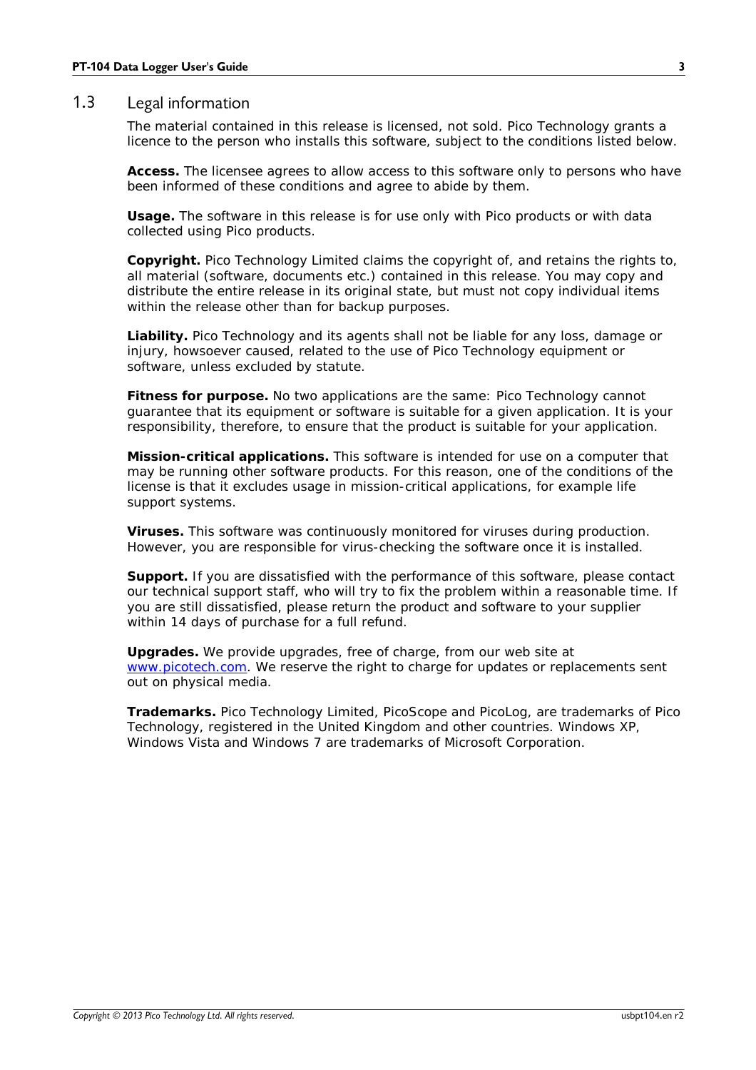## 1.3 Legal information

The material contained in this release is licensed, not sold. Pico Technology grants a licence to the person who installs this software, subject to the conditions listed below.

**Access.** The licensee agrees to allow access to this software only to persons who have been informed of these conditions and agree to abide by them.

**Usage.** The software in this release is for use only with Pico products or with data collected using Pico products.

**Copyright.** Pico Technology Limited claims the copyright of, and retains the rights to, all material (software, documents etc.) contained in this release. You may copy and distribute the entire release in its original state, but must not copy individual items within the release other than for backup purposes.

**Liability.** Pico Technology and its agents shall not be liable for any loss, damage or injury, howsoever caused, related to the use of Pico Technology equipment or software, unless excluded by statute.

**Fitness for purpose.** No two applications are the same: Pico Technology cannot guarantee that its equipment or software is suitable for a given application. It is your responsibility, therefore, to ensure that the product is suitable for your application.

**Mission-critical applications.** This software is intended for use on a computer that may be running other software products. For this reason, one of the conditions of the license is that it excludes usage in mission-critical applications, for example life support systems.

**Viruses.** This software was continuously monitored for viruses during production. However, you are responsible for virus-checking the software once it is installed.

**Support.** If you are dissatisfied with the performance of this software, please contact our technical support staff, who will try to fix the problem within a reasonable time. If you are still dissatisfied, please return the product and software to your supplier within 14 days of purchase for a full refund.

**Upgrades.** We provide upgrades, free of charge, from our web site at www.picotech.com. We reserve the right to charge for updates or replacements sent out on physical media.

**Trademarks.** Pico Technology Limited, PicoScope and PicoLog, are trademarks of Pico Technology, registered in the United Kingdom and other countries. Windows XP, Windows Vista and Windows 7 are trademarks of Microsoft Corporation.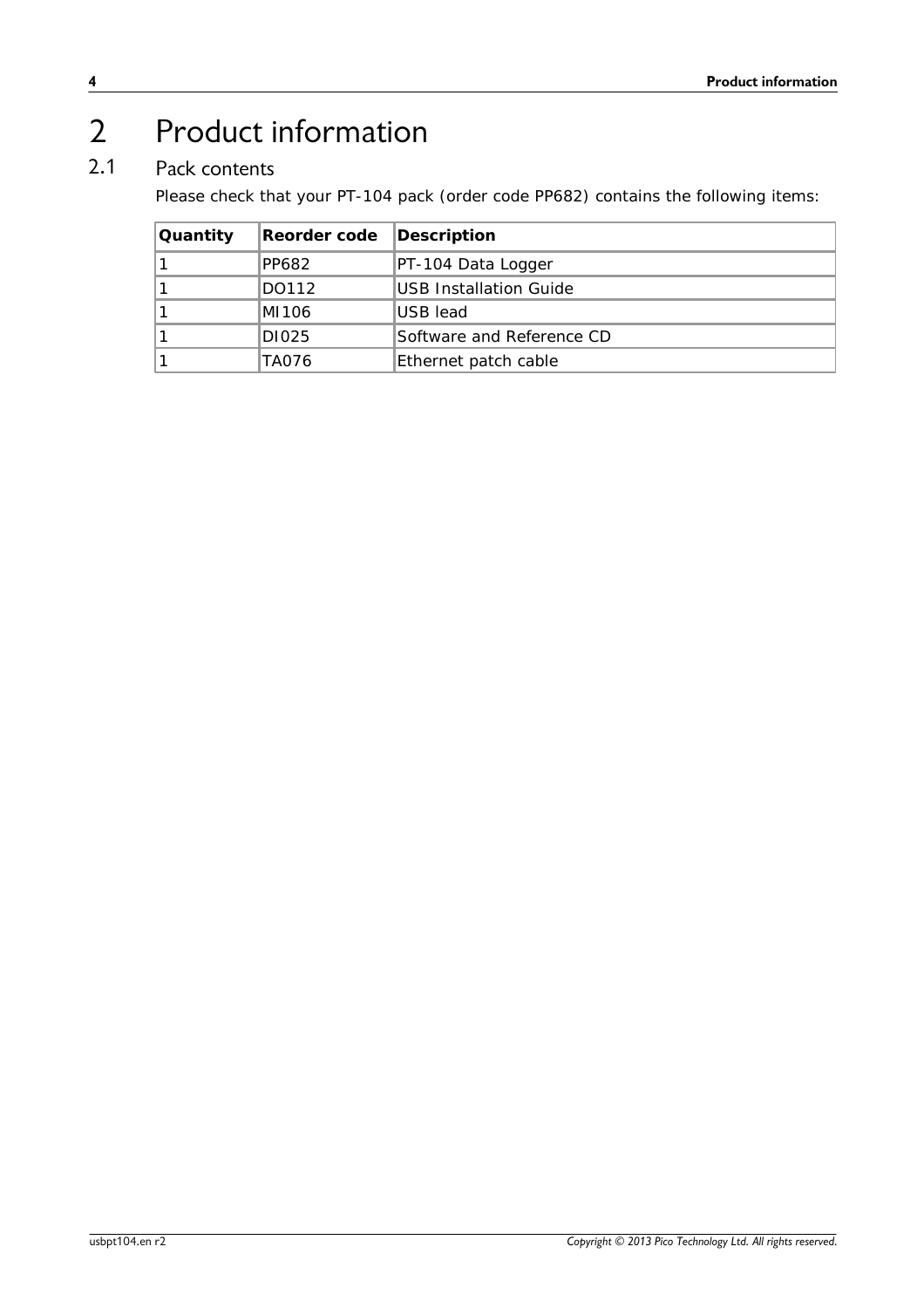# 2 Product information

## 2.1 Pack contents

Please check that your PT-104 pack (order code PP682) contains the following items:

| Quantity | Reorder code | Description |
|---|---|---|
| 1 | PP682 | PT-104 Data Logger |
| 1 | DO112 | USB Installation Guide |
| 1 | MI106 | USB lead |
| 1 | DI025 | Software and Reference CD |
| 1 | TA076 | Ethernet patch cable |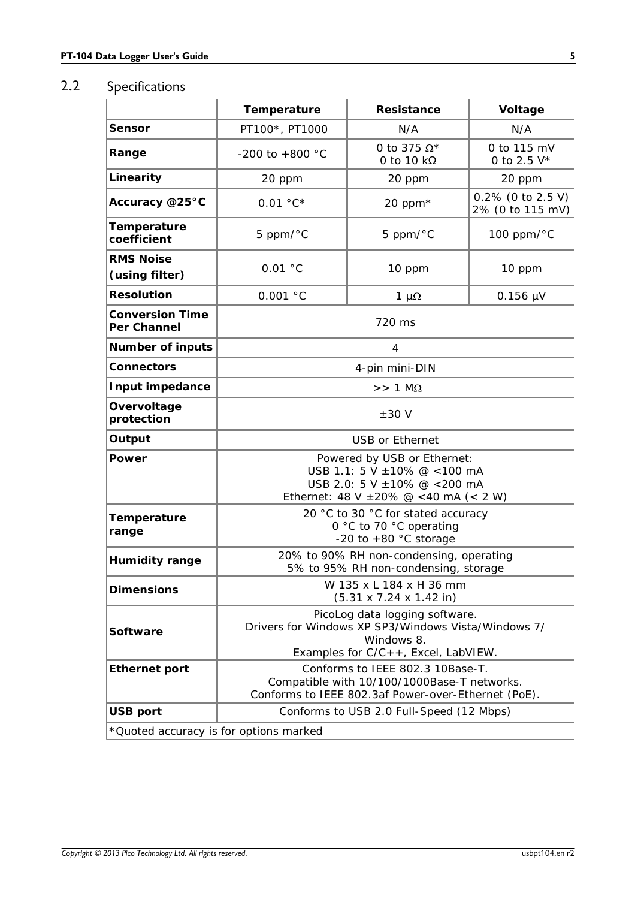## 2.2 Specifications

| | Temperature | Resistance | Voltage |
|---|---|---|---|
| **Sensor** | PT100*, PT1000 | N/A | N/A |
| **Range** | -200 to +800 °C | 0 to 375 Ω*<br>0 to 10 kΩ | 0 to 115 mV<br>0 to 2.5 V* |
| **Linearity** | 20 ppm | 20 ppm | 20 ppm |
| **Accuracy @25°C** | 0.01 °C* | 20 ppm* | 0.2% (0 to 2.5 V)<br>2% (0 to 115 mV) |
| **Temperature coefficient** | 5 ppm/°C | 5 ppm/°C | 100 ppm/°C |
| **RMS Noise (using filter)** | 0.01 °C | 10 ppm | 10 ppm |
| **Resolution** | 0.001 °C | 1 μΩ | 0.156 μV |
| **Conversion Time Per Channel** | 720 ms | | |
| **Number of inputs** | 4 | | |
| **Connectors** | 4-pin mini-DIN | | |
| **Input impedance** | >> 1 MΩ | | |
| **Overvoltage protection** | ±30 V | | |
| **Output** | USB or Ethernet | | |
| **Power** | Powered by USB or Ethernet:<br>USB 1.1: 5 V ±10% @ <100 mA<br>USB 2.0: 5 V ±10% @ <200 mA<br>Ethernet: 48 V ±20% @ <40 mA (< 2 W) | | |
| **Temperature range** | 20 °C to 30 °C for stated accuracy<br>0 °C to 70 °C operating<br>-20 to +80 °C storage | | |
| **Humidity range** | 20% to 90% RH non-condensing, operating<br>5% to 95% RH non-condensing, storage | | |
| **Dimensions** | W 135 x L 184 x H 36 mm<br>(5.31 x 7.24 x 1.42 in) | | |
| **Software** | PicoLog data logging software.<br>Drivers for Windows XP SP3/Windows Vista/Windows 7/ Windows 8.<br>Examples for C/C++, Excel, LabVIEW. | | |
| **Ethernet port** | Conforms to IEEE 802.3 10Base-T.<br>Compatible with 10/100/1000Base-T networks.<br>Conforms to IEEE 802.3af Power-over-Ethernet (PoE). | | |
| **USB port** | Conforms to USB 2.0 Full-Speed (12 Mbps) | | |

*Quoted accuracy is for options marked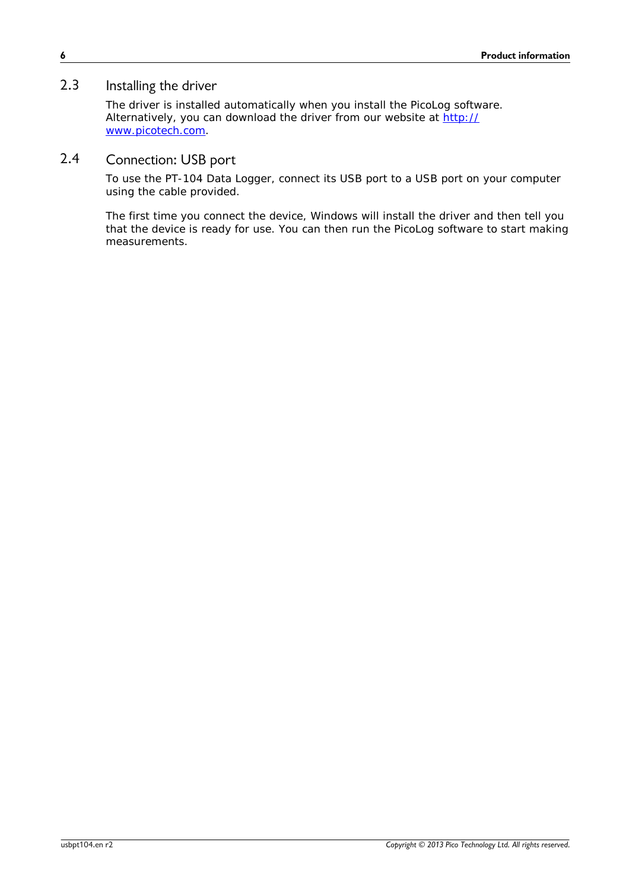## 2.3 Installing the driver

The driver is installed automatically when you install the PicoLog software. Alternatively, you can download the driver from our website at [http://www.picotech.com](http://www.picotech.com).

## 2.4 Connection: USB port

To use the PT-104 Data Logger, connect its USB port to a USB port on your computer using the cable provided.

The first time you connect the device, Windows will install the driver and then tell you that the device is ready for use. You can then run the PicoLog software to start making measurements.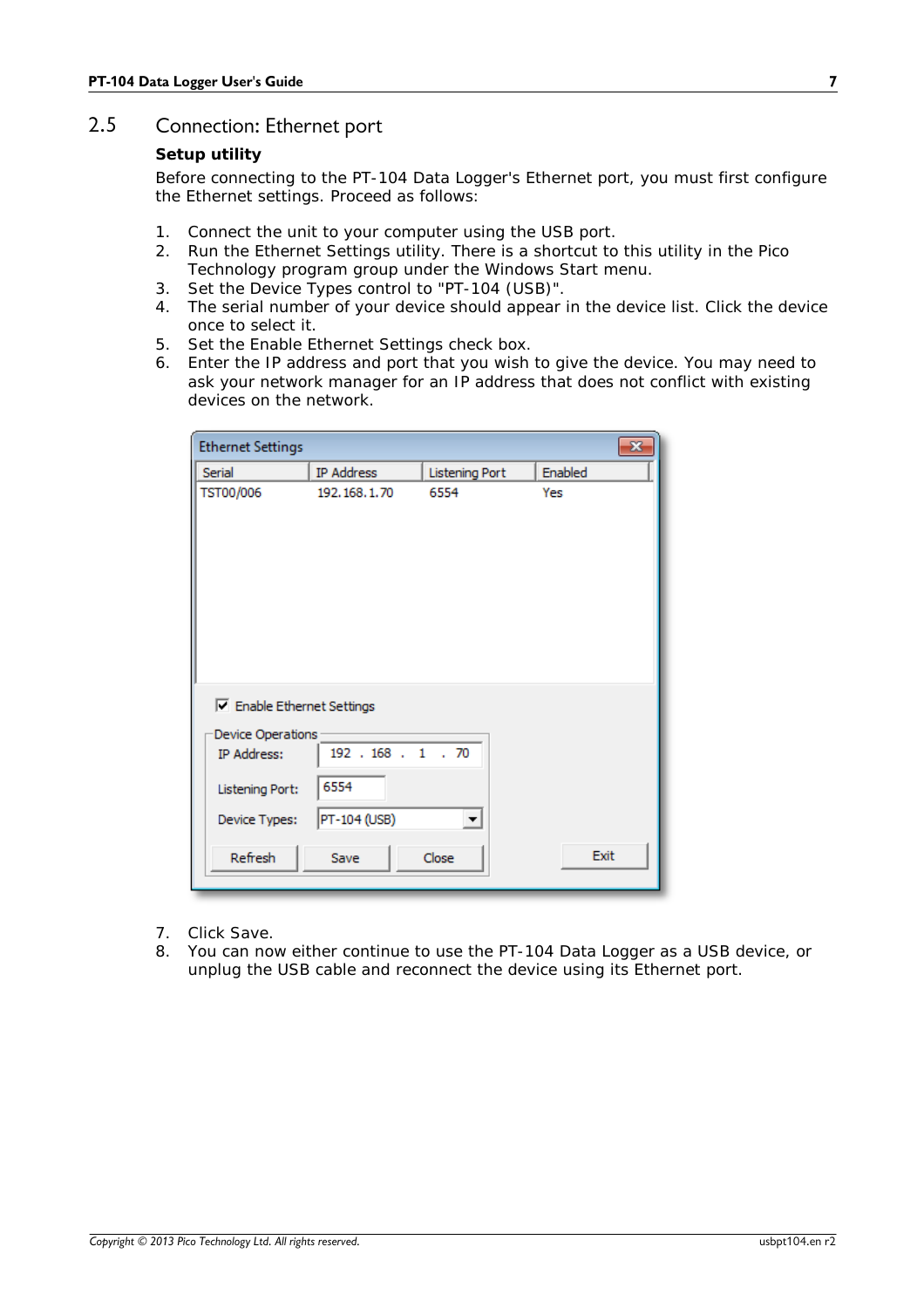## 2.5 Connection: Ethernet port

**Setup utility**

Before connecting to the PT-104 Data Logger's Ethernet port, you must first configure the Ethernet settings. Proceed as follows:

1. Connect the unit to your computer using the USB port.
2. Run the Ethernet Settings utility. There is a shortcut to this utility in the Pico Technology program group under the Windows Start menu.
3. Set the Device Types control to "PT-104 (USB)".
4. The serial number of your device should appear in the device list. Click the device once to select it.
5. Set the Enable Ethernet Settings check box.
6. Enter the IP address and port that you wish to give the device. You may need to ask your network manager for an IP address that does not conflict with existing devices on the network.

7. Click Save.
8. You can now either continue to use the PT-104 Data Logger as a USB device, or unplug the USB cable and reconnect the device using its Ethernet port.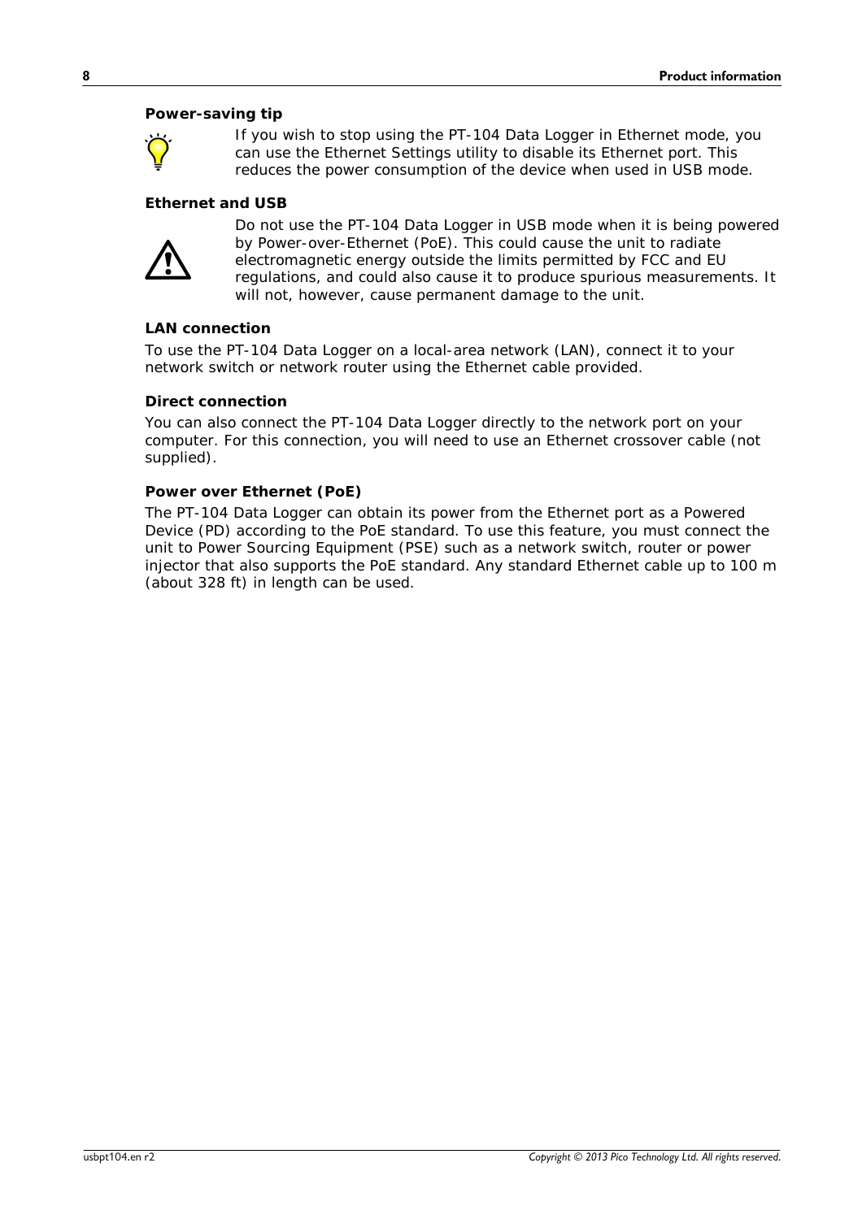#### Power-saving tip

If you wish to stop using the PT-104 Data Logger in Ethernet mode, you can use the Ethernet Settings utility to disable its Ethernet port. This reduces the power consumption of the device when used in USB mode.

#### Ethernet and USB

Do not use the PT-104 Data Logger in USB mode when it is being powered by Power-over-Ethernet (PoE). This could cause the unit to radiate electromagnetic energy outside the limits permitted by FCC and EU regulations, and could also cause it to produce spurious measurements. It will not, however, cause permanent damage to the unit.

#### LAN connection

To use the PT-104 Data Logger on a local-area network (LAN), connect it to your network switch or network router using the Ethernet cable provided.

#### Direct connection

You can also connect the PT-104 Data Logger directly to the network port on your computer. For this connection, you will need to use an Ethernet crossover cable (not supplied).

#### Power over Ethernet (PoE)

The PT-104 Data Logger can obtain its power from the Ethernet port as a Powered Device (PD) according to the PoE standard. To use this feature, you must connect the unit to Power Sourcing Equipment (PSE) such as a network switch, router or power injector that also supports the PoE standard. Any standard Ethernet cable up to 100 m (about 328 ft) in length can be used.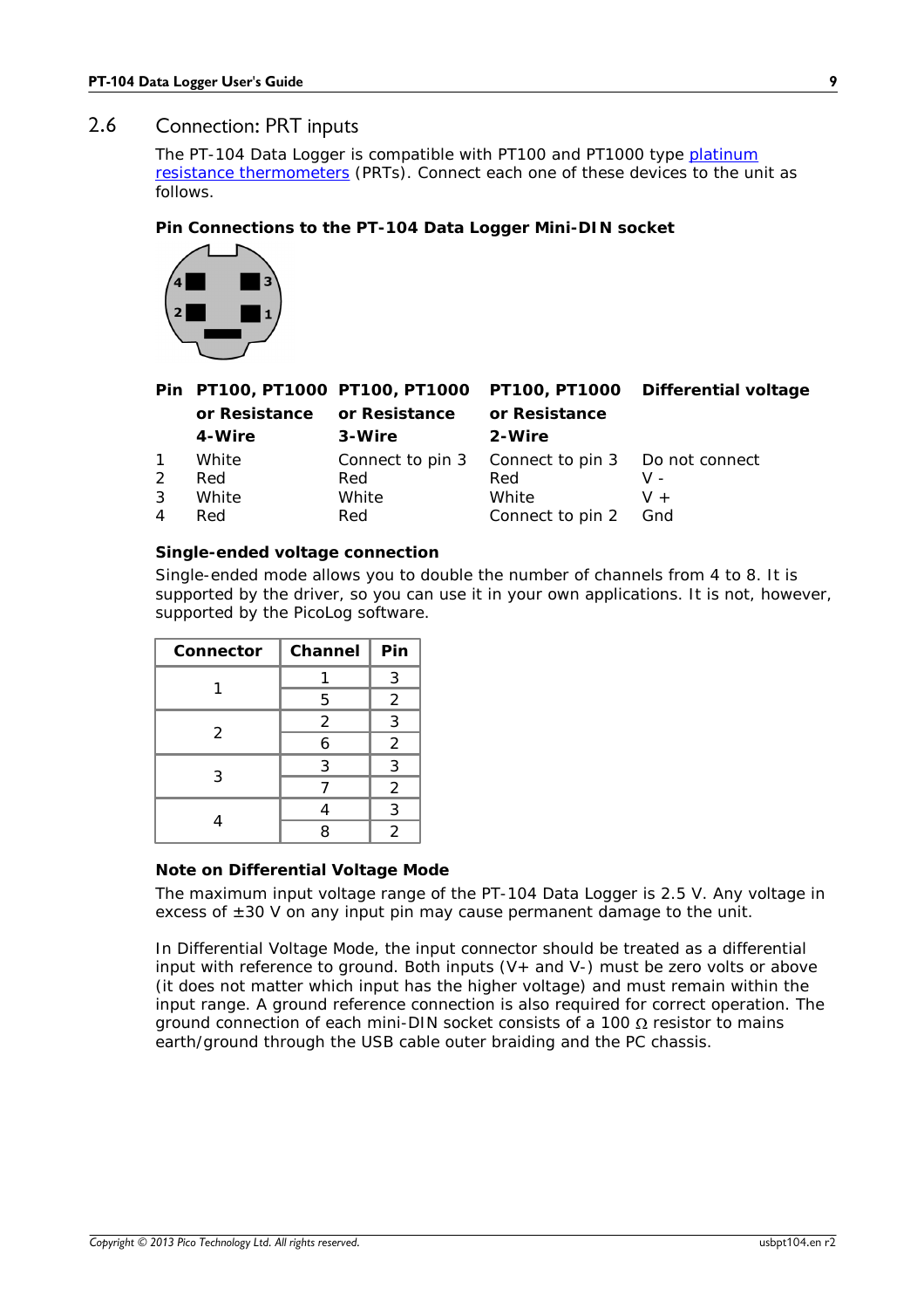## 2.6 Connection: PRT inputs

The PT-104 Data Logger is compatible with PT100 and PT1000 type platinum resistance thermometers (PRTs). Connect each one of these devices to the unit as follows.

**Pin Connections to the PT-104 Data Logger Mini-DIN socket**

| Pin | PT100, PT1000 or Resistance 4-Wire | PT100, PT1000 or Resistance 3-Wire | PT100, PT1000 or Resistance 2-Wire | Differential voltage |
|---|---|---|---|---|
| 1 | White | Connect to pin 3 | Connect to pin 3 | Do not connect |
| 2 | Red | Red | Red | V - |
| 3 | White | White | White | V + |
| 4 | Red | Red | Connect to pin 2 | Gnd |

**Single-ended voltage connection**

Single-ended mode allows you to double the number of channels from 4 to 8. It is supported by the driver, so you can use it in your own applications. It is not, however, supported by the PicoLog software.

| Connector | Channel | Pin |
|---|---|---|
| 1 | 1 | 3 |
| | 5 | 2 |
| 2 | 2 | 3 |
| | 6 | 2 |
| 3 | 3 | 3 |
| | 7 | 2 |
| 4 | 4 | 3 |
| | 8 | 2 |

**Note on Differential Voltage Mode**

The maximum input voltage range of the PT-104 Data Logger is 2.5 V. Any voltage in excess of ±30 V on any input pin may cause permanent damage to the unit.

In Differential Voltage Mode, the input connector should be treated as a differential input with reference to ground. Both inputs (V+ and V-) must be zero volts or above (it does not matter which input has the higher voltage) and must remain within the input range. A ground reference connection is also required for correct operation. The ground connection of each mini-DIN socket consists of a 100 Ω resistor to mains earth/ground through the USB cable outer braiding and the PC chassis.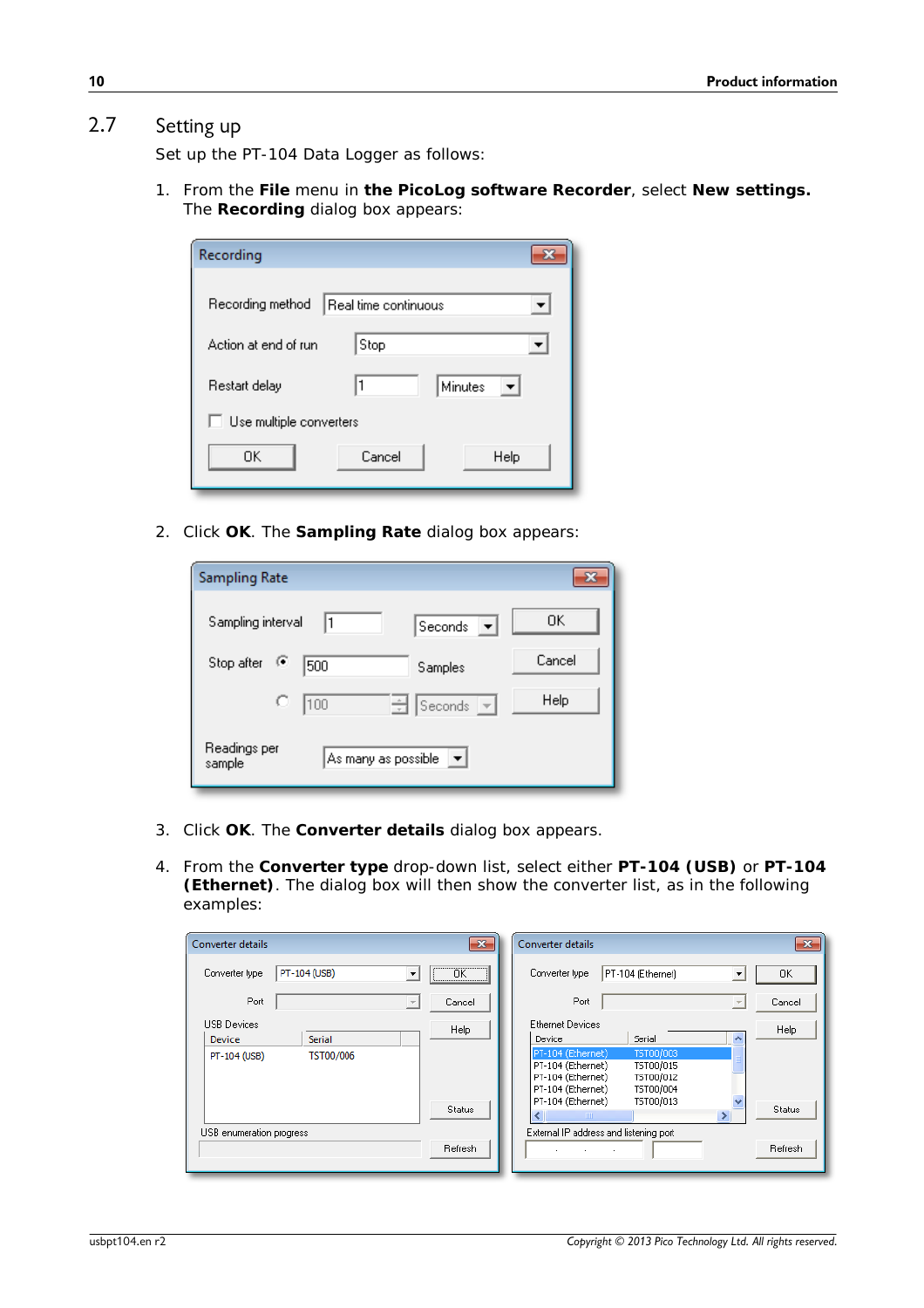## 2.7 Setting up

Set up the PT-104 Data Logger as follows:

1. From the **File** menu in **the PicoLog software Recorder**, select **New settings.** The **Recording** dialog box appears:

2. Click **OK**. The **Sampling Rate** dialog box appears:

3. Click **OK**. The **Converter details** dialog box appears.

4. From the **Converter type** drop-down list, select either **PT-104 (USB)** or **PT-104 (Ethernet)**. The dialog box will then show the converter list, as in the following examples: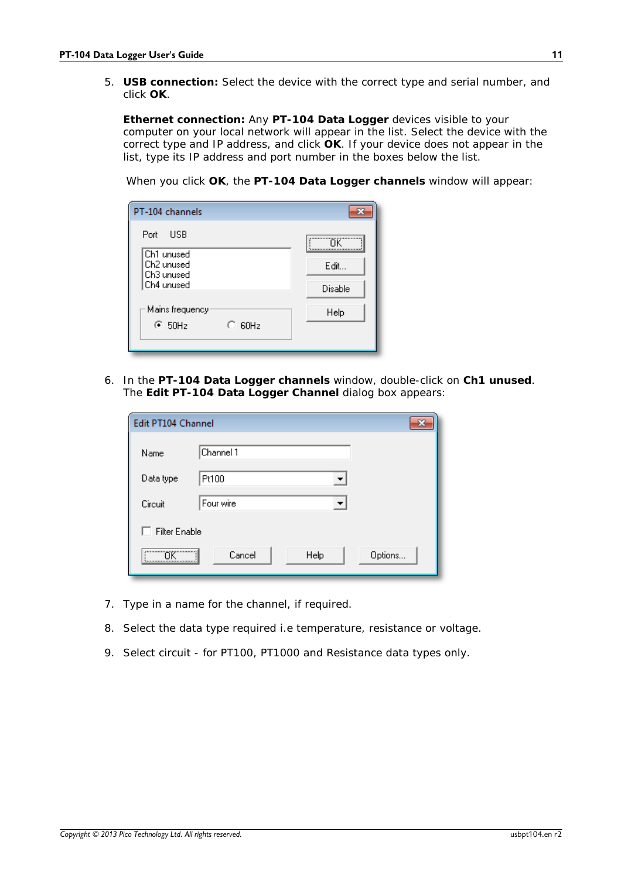5. **USB connection:** Select the device with the correct type and serial number, and click **OK**.

   **Ethernet connection:** Any **PT-104 Data Logger** devices visible to your computer on your local network will appear in the list. Select the device with the correct type and IP address, and click **OK**. If your device does not appear in the list, type its IP address and port number in the boxes below the list.

   When you click **OK**, the **PT-104 Data Logger channels** window will appear:

6. In the **PT-104 Data Logger channels** window, double-click on **Ch1 unused**. The **Edit PT-104 Data Logger Channel** dialog box appears:

7. Type in a name for the channel, if required.

8. Select the data type required i.e temperature, resistance or voltage.

9. Select circuit - for PT100, PT1000 and Resistance data types only.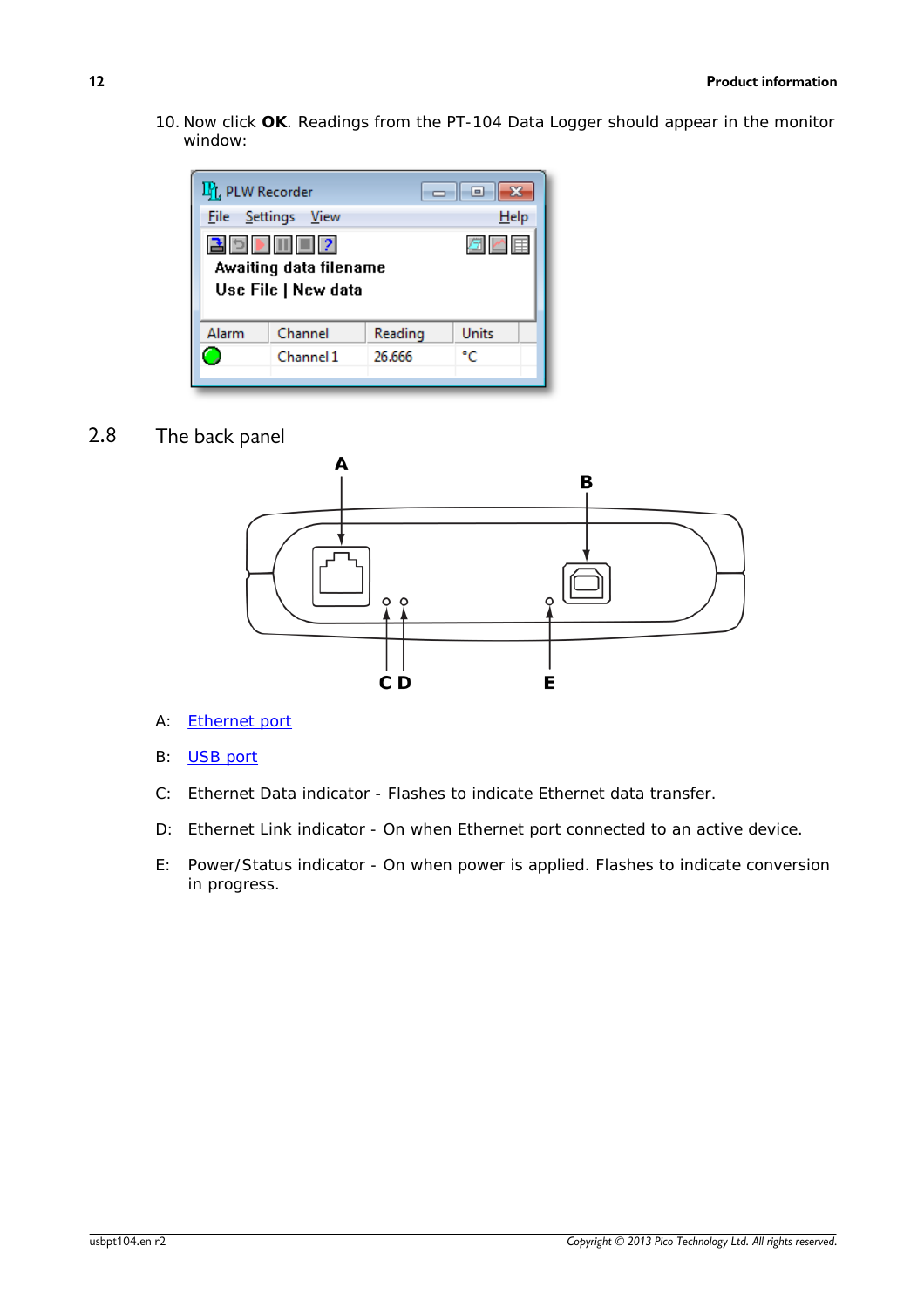10. Now click **OK**. Readings from the PT-104 Data Logger should appear in the monitor window:

## 2.8 The back panel

A: Ethernet port

B: USB port

C: Ethernet Data indicator - Flashes to indicate Ethernet data transfer.

D: Ethernet Link indicator - On when Ethernet port connected to an active device.

E: Power/Status indicator - On when power is applied. Flashes to indicate conversion in progress.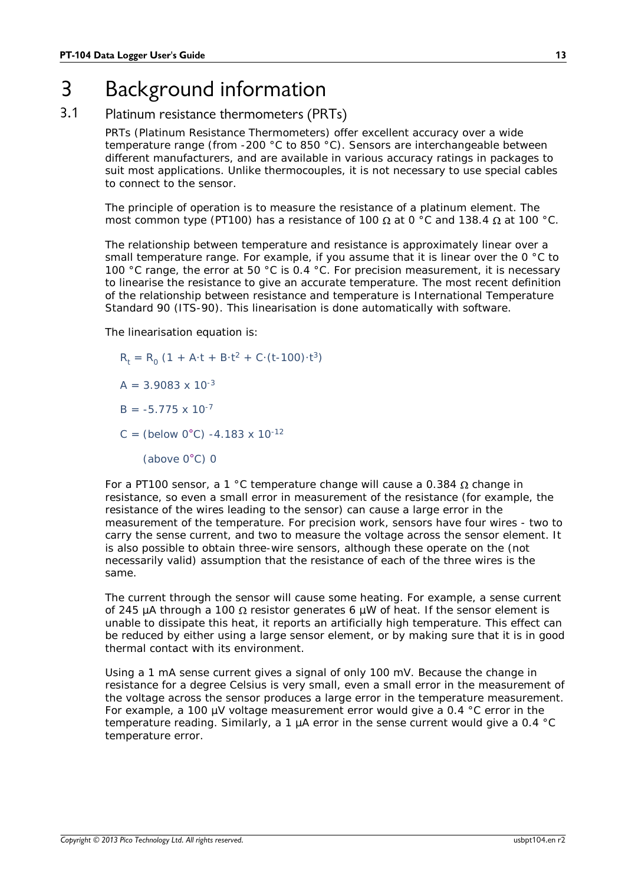# 3 Background information

## 3.1 Platinum resistance thermometers (PRTs)

PRTs (Platinum Resistance Thermometers) offer excellent accuracy over a wide temperature range (from -200 °C to 850 °C). Sensors are interchangeable between different manufacturers, and are available in various accuracy ratings in packages to suit most applications. Unlike thermocouples, it is not necessary to use special cables to connect to the sensor.

The principle of operation is to measure the resistance of a platinum element. The most common type (PT100) has a resistance of 100 Ω at 0 °C and 138.4 Ω at 100 °C.

The relationship between temperature and resistance is approximately linear over a small temperature range. For example, if you assume that it is linear over the 0 °C to 100 °C range, the error at 50 °C is 0.4 °C. For precision measurement, it is necessary to linearise the resistance to give an accurate temperature. The most recent definition of the relationship between resistance and temperature is International Temperature Standard 90 (ITS-90). This linearisation is done automatically with software.

The linearisation equation is:

$$R_t = R_0 \, (1 + A \cdot t + B \cdot t^2 + C \cdot (t - 100) \cdot t^3)$$

$A = 3.9083 \times 10^{-3}$

$B = -5.775 \times 10^{-7}$

$C =$ (below 0°C) $-4.183 \times 10^{-12}$

(above 0°C) $0$

For a PT100 sensor, a 1 °C temperature change will cause a 0.384 Ω change in resistance, so even a small error in measurement of the resistance (for example, the resistance of the wires leading to the sensor) can cause a large error in the measurement of the temperature. For precision work, sensors have four wires - two to carry the sense current, and two to measure the voltage across the sensor element. It is also possible to obtain three-wire sensors, although these operate on the (not necessarily valid) assumption that the resistance of each of the three wires is the same.

The current through the sensor will cause some heating. For example, a sense current of 245 µA through a 100 Ω resistor generates 6 µW of heat. If the sensor element is unable to dissipate this heat, it reports an artificially high temperature. This effect can be reduced by either using a large sensor element, or by making sure that it is in good thermal contact with its environment.

Using a 1 mA sense current gives a signal of only 100 mV. Because the change in resistance for a degree Celsius is very small, even a small error in the measurement of the voltage across the sensor produces a large error in the temperature measurement. For example, a 100 µV voltage measurement error would give a 0.4 °C error in the temperature reading. Similarly, a 1 µA error in the sense current would give a 0.4 °C temperature error.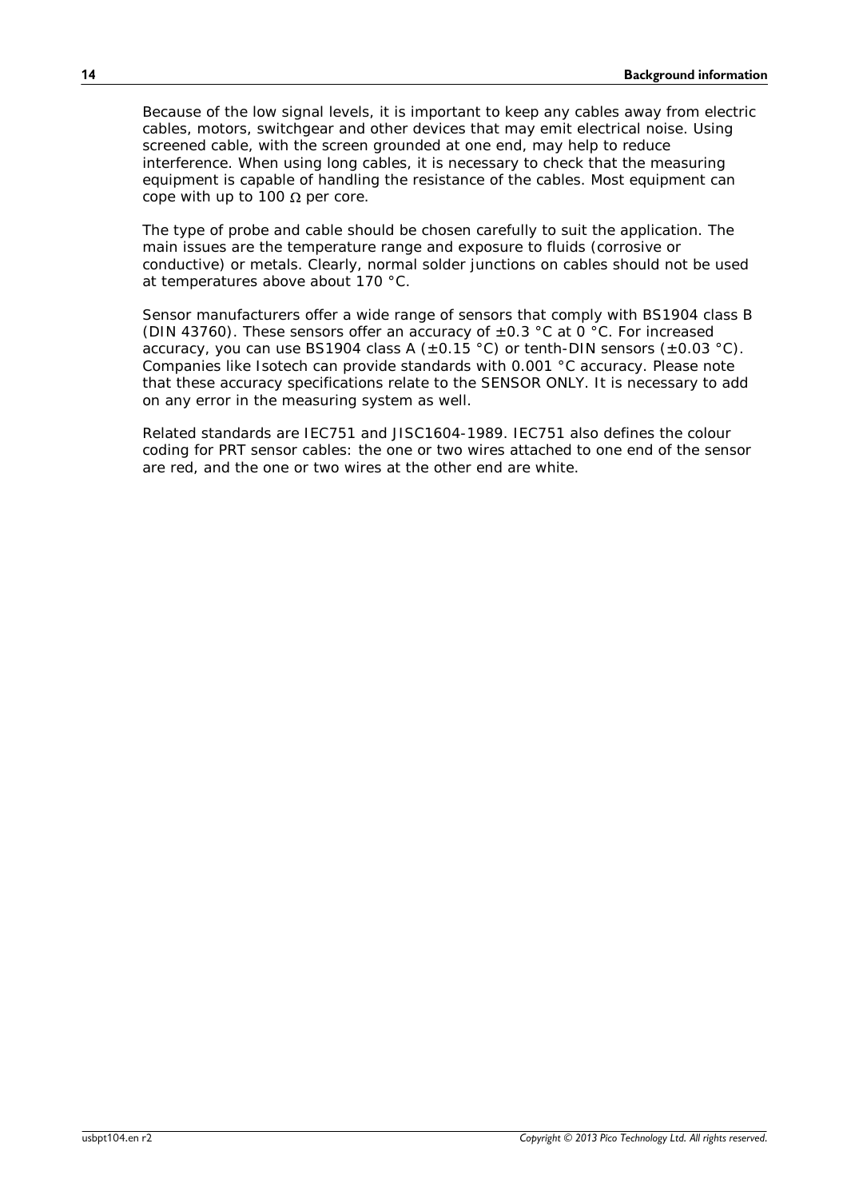Because of the low signal levels, it is important to keep any cables away from electric cables, motors, switchgear and other devices that may emit electrical noise. Using screened cable, with the screen grounded at one end, may help to reduce interference. When using long cables, it is necessary to check that the measuring equipment is capable of handling the resistance of the cables. Most equipment can cope with up to 100 Ω per core.

The type of probe and cable should be chosen carefully to suit the application. The main issues are the temperature range and exposure to fluids (corrosive or conductive) or metals. Clearly, normal solder junctions on cables should not be used at temperatures above about 170 °C.

Sensor manufacturers offer a wide range of sensors that comply with BS1904 class B (DIN 43760). These sensors offer an accuracy of ±0.3 °C at 0 °C. For increased accuracy, you can use BS1904 class A (±0.15 °C) or tenth-DIN sensors (±0.03 °C). Companies like Isotech can provide standards with 0.001 °C accuracy. Please note that these accuracy specifications relate to the SENSOR ONLY. It is necessary to add on any error in the measuring system as well.

Related standards are IEC751 and JISC1604-1989. IEC751 also defines the colour coding for PRT sensor cables: the one or two wires attached to one end of the sensor are red, and the one or two wires at the other end are white.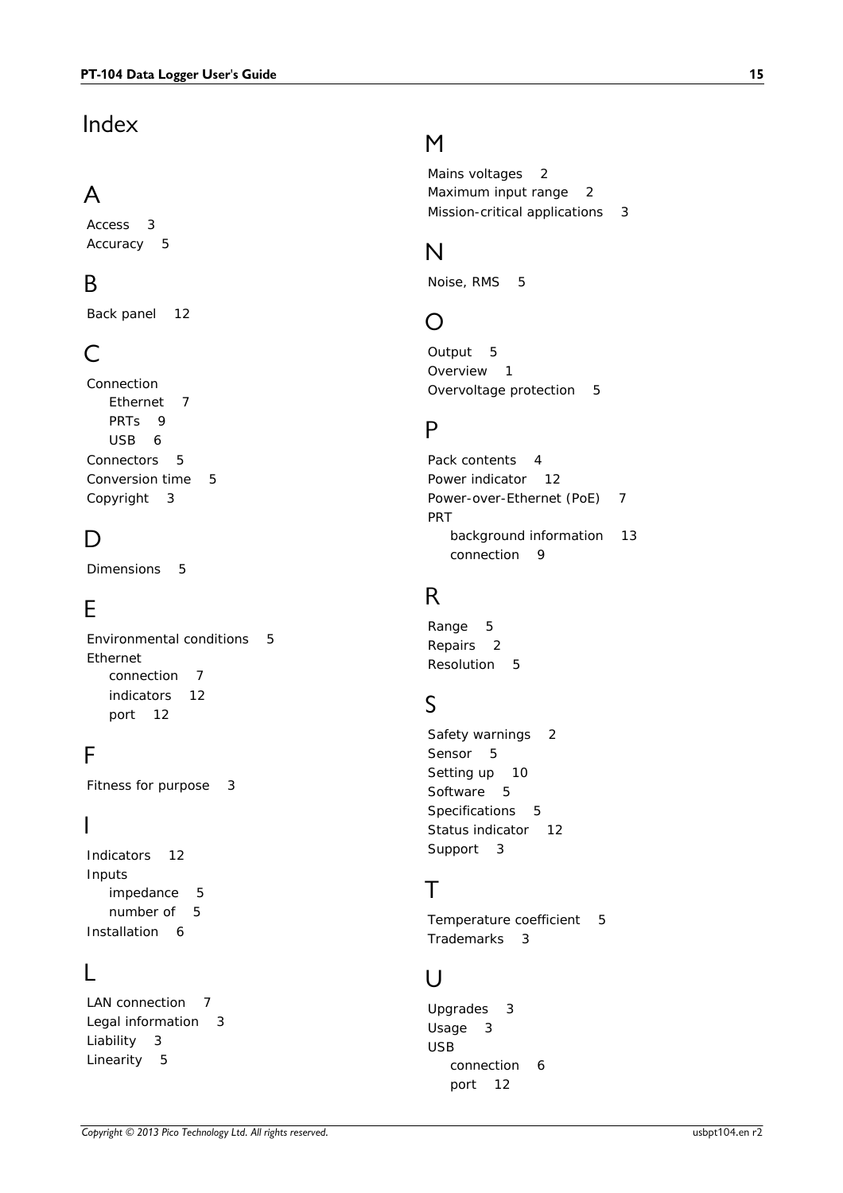# Index

## A

Access 3
Accuracy 5

## B

Back panel 12

## C

Connection
- Ethernet 7
- PRTs 9
- USB 6

Connectors 5
Conversion time 5
Copyright 3

## D

Dimensions 5

## E

Environmental conditions 5
Ethernet
- connection 7
- indicators 12
- port 12

## F

Fitness for purpose 3

## I

Indicators 12
Inputs
- impedance 5
- number of 5

Installation 6

## L

LAN connection 7
Legal information 3
Liability 3
Linearity 5

## M

Mains voltages 2
Maximum input range 2
Mission-critical applications 3

## N

Noise, RMS 5

## O

Output 5
Overview 1
Overvoltage protection 5

## P

Pack contents 4
Power indicator 12
Power-over-Ethernet (PoE) 7
PRT
- background information 13
- connection 9

## R

Range 5
Repairs 2
Resolution 5

## S

Safety warnings 2
Sensor 5
Setting up 10
Software 5
Specifications 5
Status indicator 12
Support 3

## T

Temperature coefficient 5
Trademarks 3

## U

Upgrades 3
Usage 3
USB
- connection 6
- port 12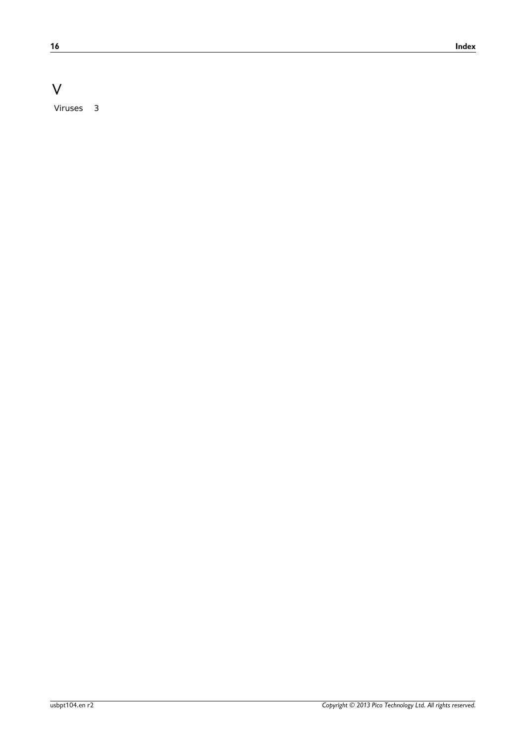# V

Viruses 3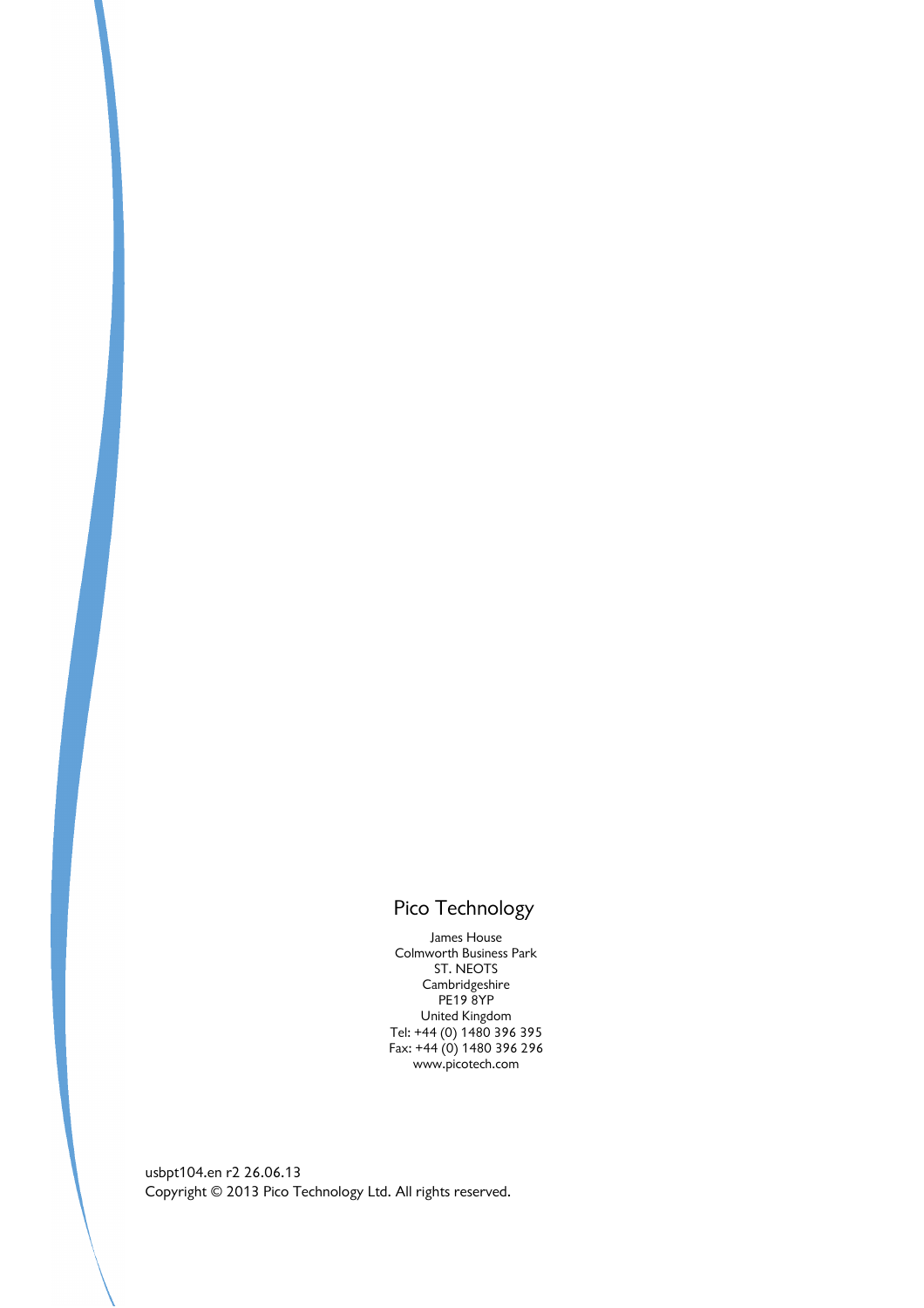Pico Technology

James House
Colmworth Business Park
ST. NEOTS
Cambridgeshire
PE19 8YP
United Kingdom
Tel: +44 (0) 1480 396 395
Fax: +44 (0) 1480 396 296
www.picotech.com

usbpt104.en r2 26.06.13
Copyright © 2013 Pico Technology Ltd. All rights reserved.